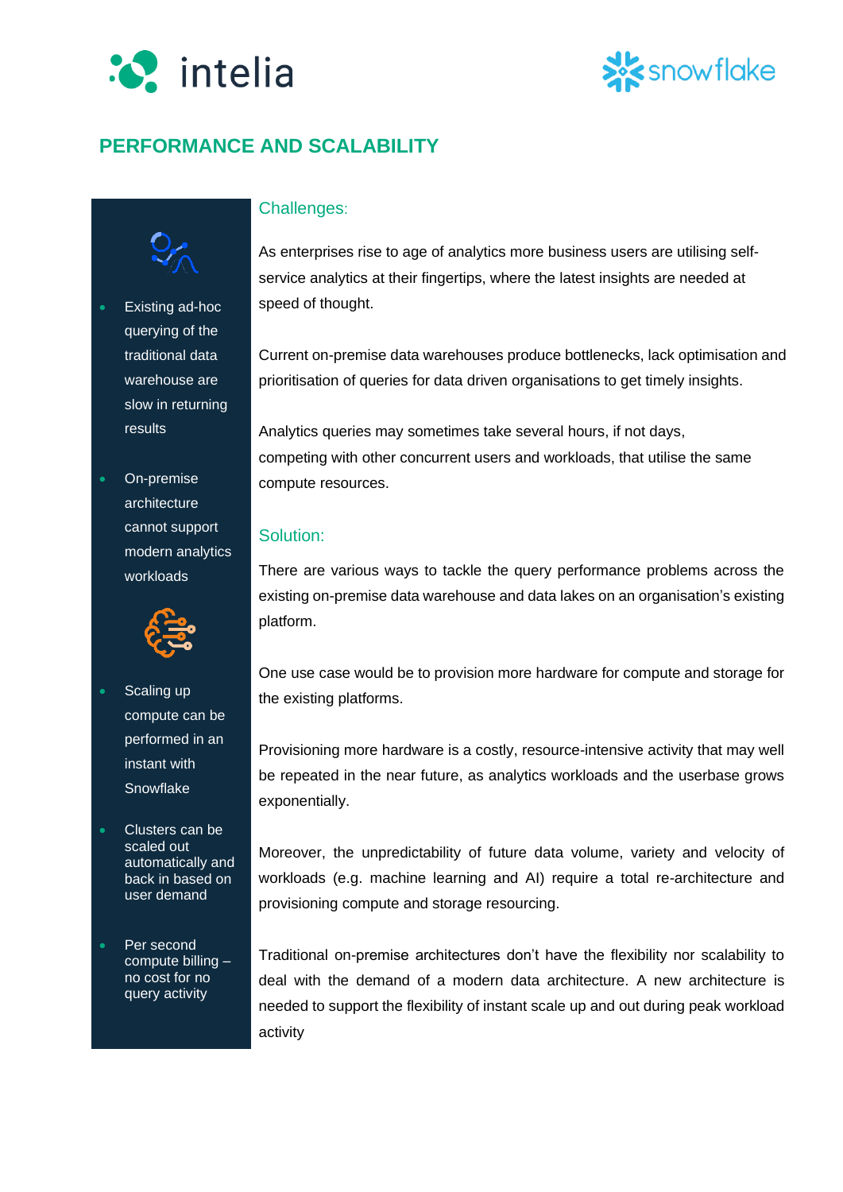# PERFORMANCE AND SCALABILITY

- Existing ad-hoc querying of the traditional data warehouse are slow in returning results
- On-premise architecture cannot support modern analytics workloads

- Scaling up compute can be performed in an instant with Snowflake
- Clusters can be scaled out automatically and back in based on user demand
- Per second compute billing – no cost for no query activity

## Challenges:

As enterprises rise to age of analytics more business users are utilising self-service analytics at their fingertips, where the latest insights are needed at speed of thought.

Current on-premise data warehouses produce bottlenecks, lack optimisation and prioritisation of queries for data driven organisations to get timely insights.

Analytics queries may sometimes take several hours, if not days, competing with other concurrent users and workloads, that utilise the same compute resources.

## Solution:

There are various ways to tackle the query performance problems across the existing on-premise data warehouse and data lakes on an organisation's existing platform.

One use case would be to provision more hardware for compute and storage for the existing platforms.

Provisioning more hardware is a costly, resource-intensive activity that may well be repeated in the near future, as analytics workloads and the userbase grows exponentially.

Moreover, the unpredictability of future data volume, variety and velocity of workloads (e.g. machine learning and AI) require a total re-architecture and provisioning compute and storage resourcing.

Traditional on-premise architectures don't have the flexibility nor scalability to deal with the demand of a modern data architecture. A new architecture is needed to support the flexibility of instant scale up and out during peak workload activity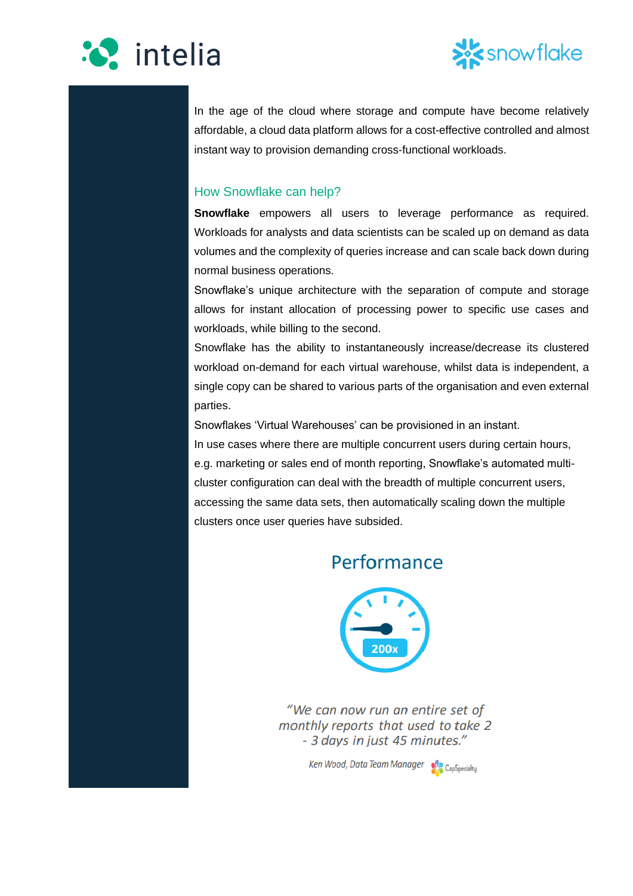In the age of the cloud where storage and compute have become relatively affordable, a cloud data platform allows for a cost-effective controlled and almost instant way to provision demanding cross-functional workloads.

## How Snowflake can help?

**Snowflake** empowers all users to leverage performance as required. Workloads for analysts and data scientists can be scaled up on demand as data volumes and the complexity of queries increase and can scale back down during normal business operations.

Snowflake's unique architecture with the separation of compute and storage allows for instant allocation of processing power to specific use cases and workloads, while billing to the second.

Snowflake has the ability to instantaneously increase/decrease its clustered workload on-demand for each virtual warehouse, whilst data is independent, a single copy can be shared to various parts of the organisation and even external parties.

Snowflakes 'Virtual Warehouses' can be provisioned in an instant.

In use cases where there are multiple concurrent users during certain hours, e.g. marketing or sales end of month reporting, Snowflake's automated multi-cluster configuration can deal with the breadth of multiple concurrent users, accessing the same data sets, then automatically scaling down the multiple clusters once user queries have subsided.

## Performance

200x

*"We can now run an entire set of monthly reports that used to take 2 - 3 days in just 45 minutes."*

Ken Wood, Data Team Manager CapSpecialty